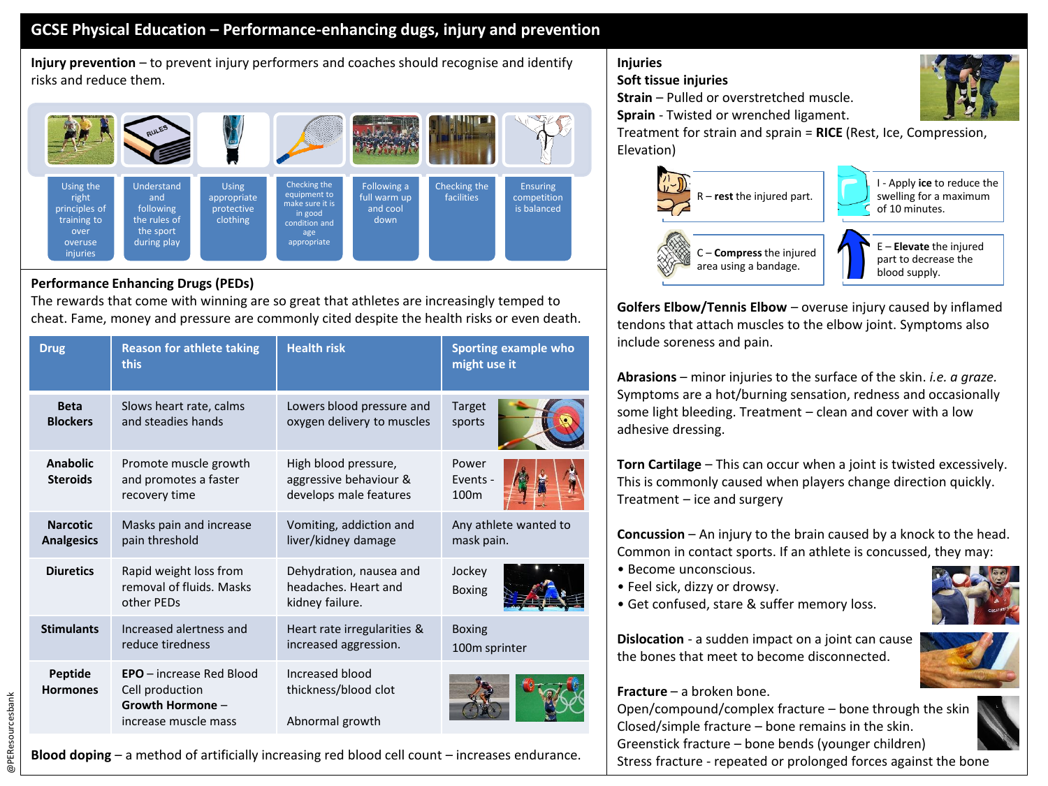# GCSE Physical Education – Performance-enhancing dugs, injury and prevention

**Injury prevention** – to prevent injury performers and coaches should recognise and identify risks and reduce them.

- Using the right principles of training to over overuse injuries
- Understand and following the rules of the sport during play
- Using appropriate protective clothing
- Checking the equipment to make sure it is in good condition and age appropriate
- Following a full warm up and cool down
- Checking the facilities
- Ensuring competition is balanced

## Performance Enhancing Drugs (PEDs)

The rewards that come with winning are so great that athletes are increasingly temped to cheat. Fame, money and pressure are commonly cited despite the health risks or even death.

| Drug | Reason for athlete taking this | Health risk | Sporting example who might use it |
|---|---|---|---|
| **Beta Blockers** | Slows heart rate, calms and steadies hands | Lowers blood pressure and oxygen delivery to muscles | Target sports |
| **Anabolic Steroids** | Promote muscle growth and promotes a faster recovery time | High blood pressure, aggressive behaviour & develops male features | Power Events - 100m |
| **Narcotic Analgesics** | Masks pain and increase pain threshold | Vomiting, addiction and liver/kidney damage | Any athlete wanted to mask pain. |
| **Diuretics** | Rapid weight loss from removal of fluids. Masks other PEDs | Dehydration, nausea and headaches. Heart and kidney failure. | Jockey<br>Boxing |
| **Stimulants** | Increased alertness and reduce tiredness | Heart rate irregularities & increased aggression. | Boxing<br>100m sprinter |
| **Peptide Hormones** | **EPO** – increase Red Blood Cell production<br>**Growth Hormone** – increase muscle mass | Increased blood thickness/blood clot<br><br>Abnormal growth | |

**Blood doping** – a method of artificially increasing red blood cell count – increases endurance.

## Injuries

### Soft tissue injuries

**Strain** – Pulled or overstretched muscle.
**Sprain** - Twisted or wrenched ligament.
Treatment for strain and sprain = **RICE** (Rest, Ice, Compression, Elevation)

- R – **rest** the injured part.
- I - Apply **ice** to reduce the swelling for a maximum of 10 minutes.
- C – **Compress** the injured area using a bandage.
- E – **Elevate** the injured part to decrease the blood supply.

**Golfers Elbow/Tennis Elbow** – overuse injury caused by inflamed tendons that attach muscles to the elbow joint. Symptoms also include soreness and pain.

**Abrasions** – minor injuries to the surface of the skin. *i.e. a graze.* Symptoms are a hot/burning sensation, redness and occasionally some light bleeding. Treatment – clean and cover with a low adhesive dressing.

**Torn Cartilage** – This can occur when a joint is twisted excessively. This is commonly caused when players change direction quickly. Treatment – ice and surgery

**Concussion** – An injury to the brain caused by a knock to the head. Common in contact sports. If an athlete is concussed, they may:
- Become unconscious.
- Feel sick, dizzy or drowsy.
- Get confused, stare & suffer memory loss.

**Dislocation** - a sudden impact on a joint can cause the bones that meet to become disconnected.

**Fracture** – a broken bone.
Open/compound/complex fracture – bone through the skin
Closed/simple fracture – bone remains in the skin.
Greenstick fracture – bone bends (younger children)
Stress fracture - repeated or prolonged forces against the bone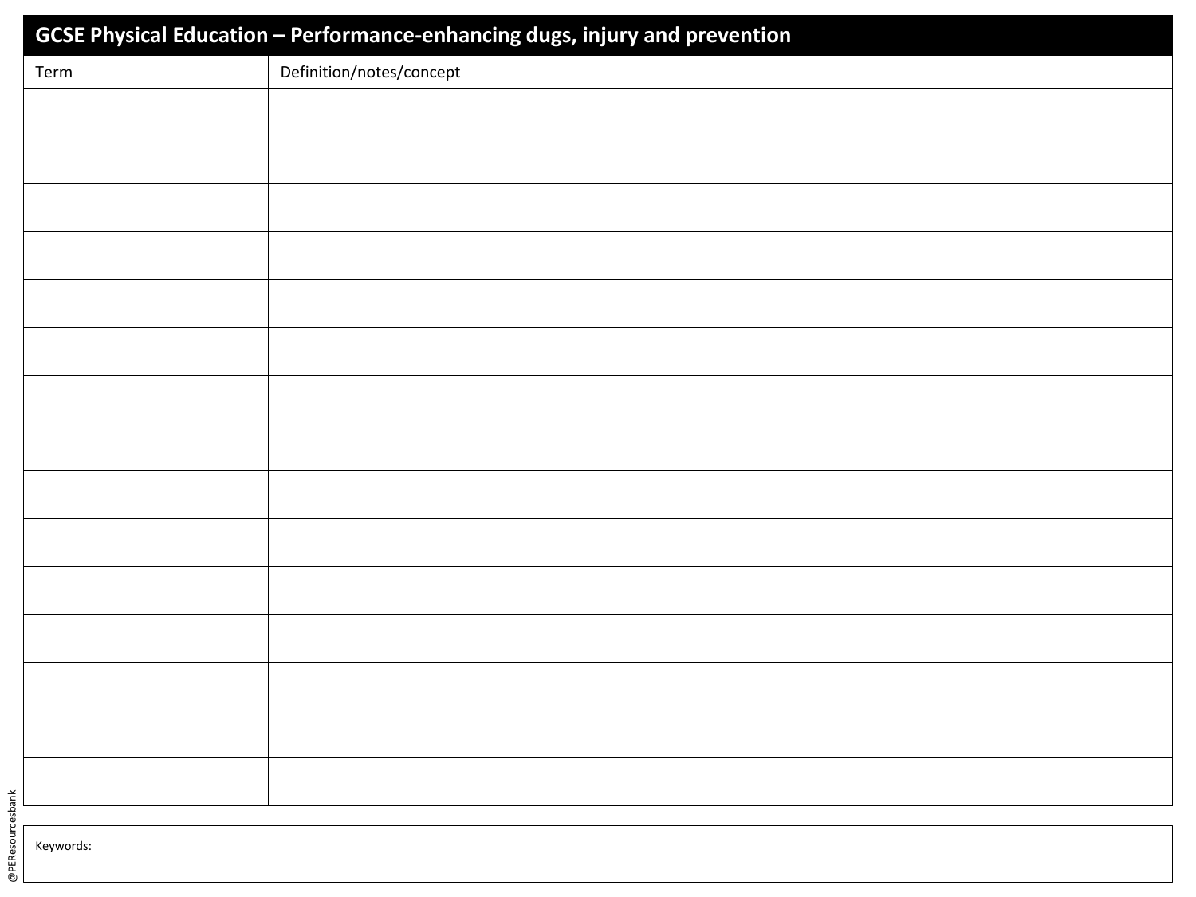# GCSE Physical Education – Performance-enhancing dugs, injury and prevention

| Term | Definition/notes/concept |
| --- | --- |
| | |
| | |
| | |
| | |
| | |
| | |
| | |
| | |
| | |
| | |
| | |
| | |
| | |
| | |
| | |

Keywords:

@PEResourcesbank